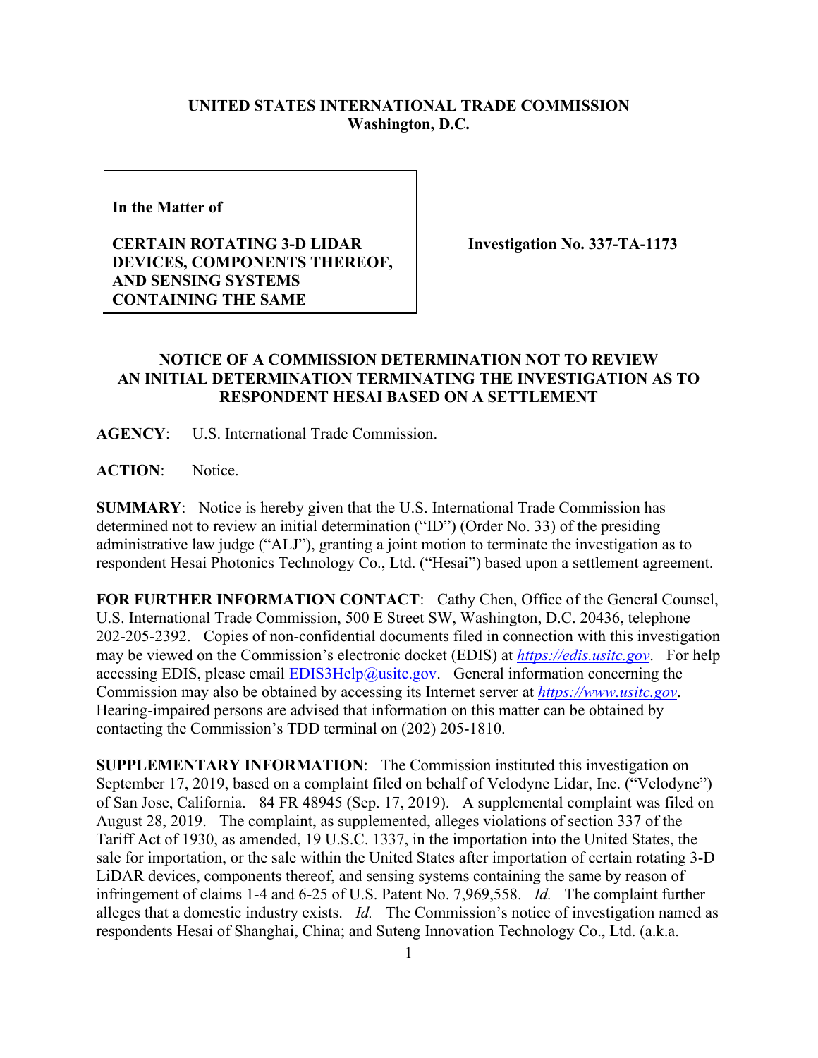**UNITED STATES INTERNATIONAL TRADE COMMISSION**
**Washington, D.C.**

| **In the Matter of** **CERTAIN ROTATING 3-D LIDAR DEVICES, COMPONENTS THEREOF, AND SENSING SYSTEMS CONTAINING THE SAME** | **Investigation No. 337-TA-1173** |
|---|---|

**NOTICE OF A COMMISSION DETERMINATION NOT TO REVIEW AN INITIAL DETERMINATION TERMINATING THE INVESTIGATION AS TO RESPONDENT HESAI BASED ON A SETTLEMENT**

**AGENCY**: U.S. International Trade Commission.

**ACTION**: Notice.

**SUMMARY**: Notice is hereby given that the U.S. International Trade Commission has determined not to review an initial determination ("ID") (Order No. 33) of the presiding administrative law judge ("ALJ"), granting a joint motion to terminate the investigation as to respondent Hesai Photonics Technology Co., Ltd. ("Hesai") based upon a settlement agreement.

**FOR FURTHER INFORMATION CONTACT**: Cathy Chen, Office of the General Counsel, U.S. International Trade Commission, 500 E Street SW, Washington, D.C. 20436, telephone 202-205-2392. Copies of non-confidential documents filed in connection with this investigation may be viewed on the Commission's electronic docket (EDIS) at *https://edis.usitc.gov*. For help accessing EDIS, please email EDIS3Help@usitc.gov. General information concerning the Commission may also be obtained by accessing its Internet server at *https://www.usitc.gov*. Hearing-impaired persons are advised that information on this matter can be obtained by contacting the Commission's TDD terminal on (202) 205-1810.

**SUPPLEMENTARY INFORMATION**: The Commission instituted this investigation on September 17, 2019, based on a complaint filed on behalf of Velodyne Lidar, Inc. ("Velodyne") of San Jose, California. 84 FR 48945 (Sep. 17, 2019). A supplemental complaint was filed on August 28, 2019. The complaint, as supplemented, alleges violations of section 337 of the Tariff Act of 1930, as amended, 19 U.S.C. 1337, in the importation into the United States, the sale for importation, or the sale within the United States after importation of certain rotating 3-D LiDAR devices, components thereof, and sensing systems containing the same by reason of infringement of claims 1-4 and 6-25 of U.S. Patent No. 7,969,558. *Id.* The complaint further alleges that a domestic industry exists. *Id.* The Commission's notice of investigation named as respondents Hesai of Shanghai, China; and Suteng Innovation Technology Co., Ltd. (a.k.a.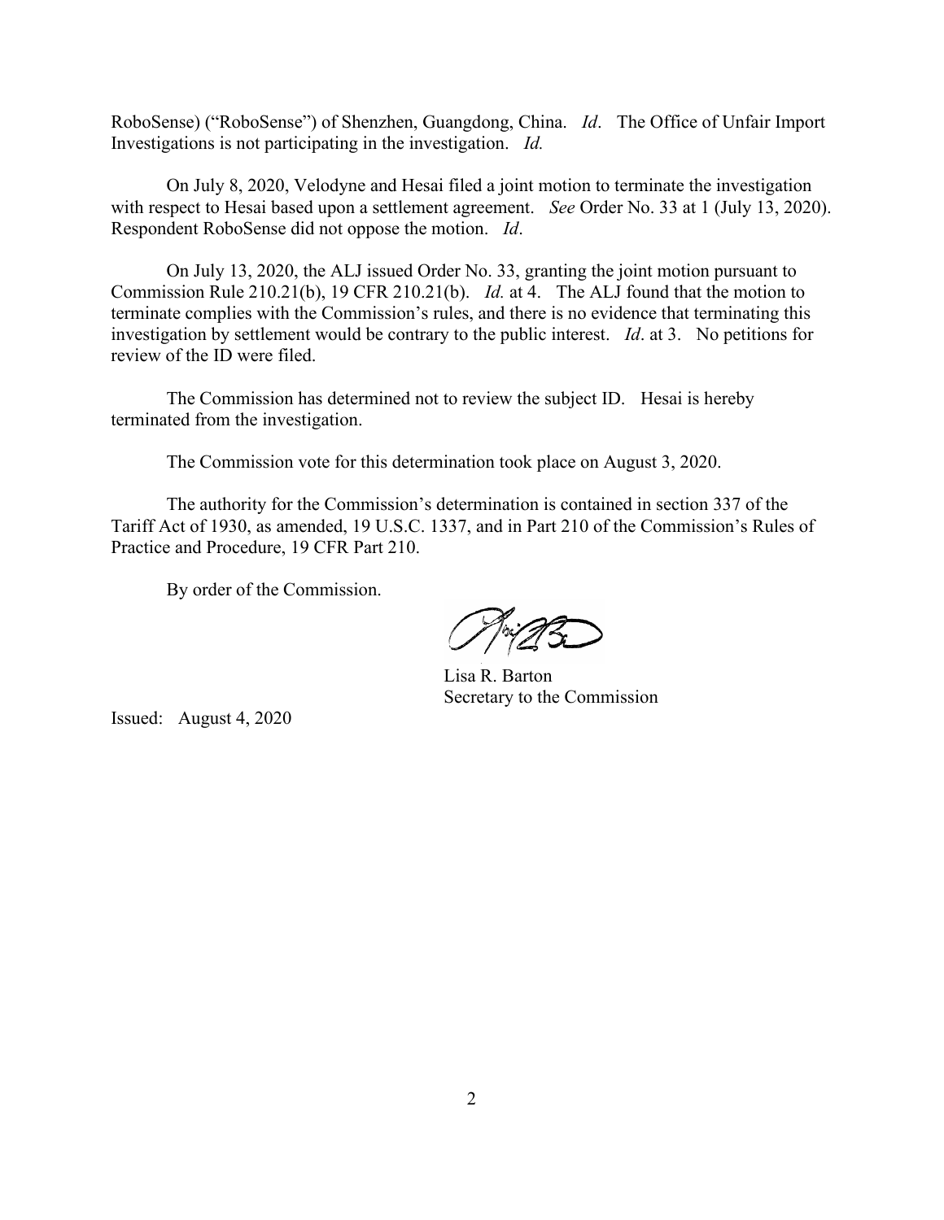RoboSense) ("RoboSense") of Shenzhen, Guangdong, China. *Id*. The Office of Unfair Import Investigations is not participating in the investigation. *Id.*

On July 8, 2020, Velodyne and Hesai filed a joint motion to terminate the investigation with respect to Hesai based upon a settlement agreement. *See* Order No. 33 at 1 (July 13, 2020). Respondent RoboSense did not oppose the motion. *Id*.

On July 13, 2020, the ALJ issued Order No. 33, granting the joint motion pursuant to Commission Rule 210.21(b), 19 CFR 210.21(b). *Id.* at 4. The ALJ found that the motion to terminate complies with the Commission's rules, and there is no evidence that terminating this investigation by settlement would be contrary to the public interest. *Id*. at 3. No petitions for review of the ID were filed.

The Commission has determined not to review the subject ID. Hesai is hereby terminated from the investigation.

The Commission vote for this determination took place on August 3, 2020.

The authority for the Commission's determination is contained in section 337 of the Tariff Act of 1930, as amended, 19 U.S.C. 1337, and in Part 210 of the Commission's Rules of Practice and Procedure, 19 CFR Part 210.

By order of the Commission.

Lisa R. Barton
Secretary to the Commission

Issued: August 4, 2020